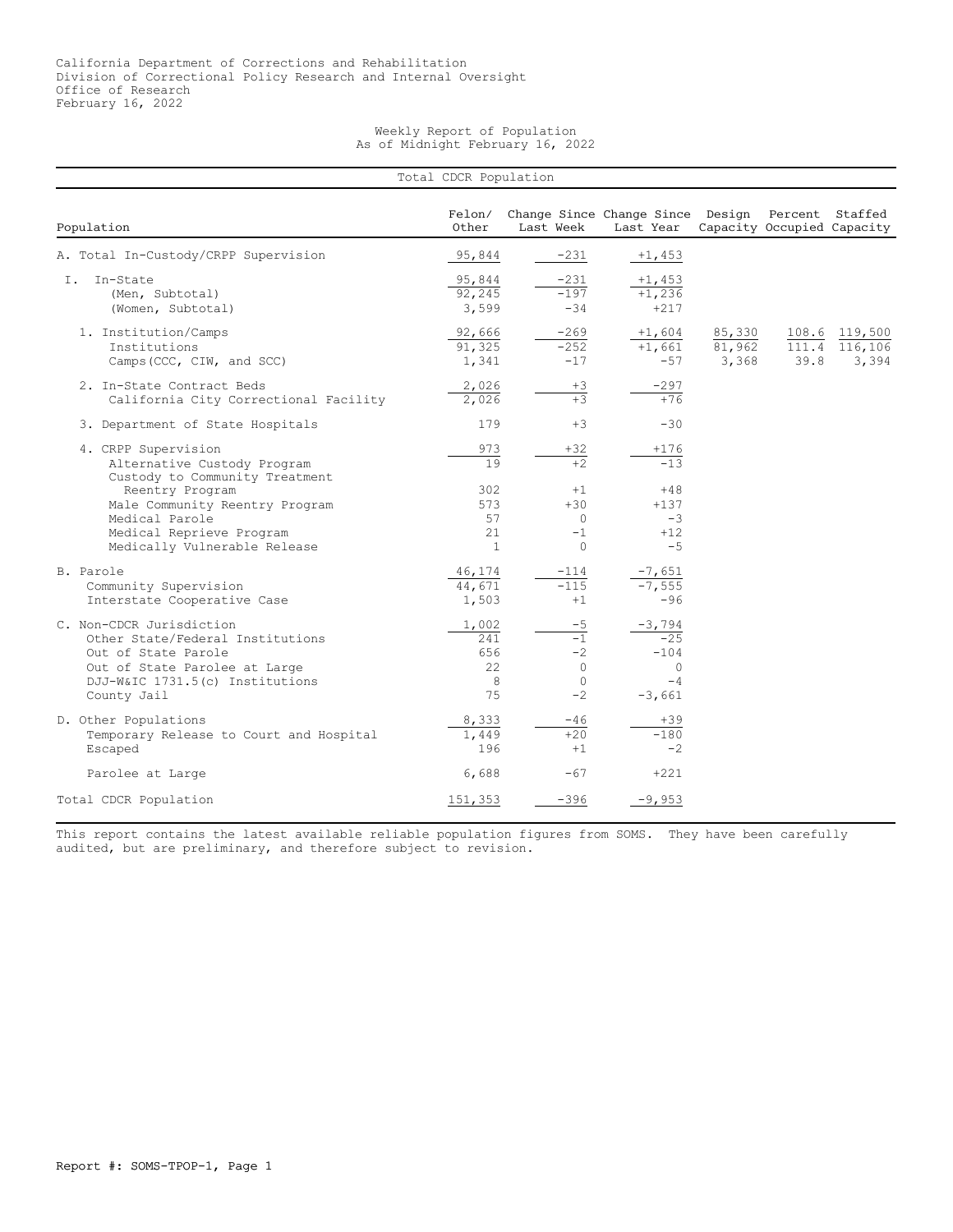California Department of Corrections and Rehabilitation
Division of Correctional Policy Research and Internal Oversight
Office of Research
February 16, 2022

# Weekly Report of Population
## As of Midnight February 16, 2022

### Total CDCR Population

| Population | Felon/ Other | Change Since Last Week | Change Since Last Year | Design Capacity | Percent Occupied | Staffed Capacity |
|---|---|---|---|---|---|---|
| A. Total In-Custody/CRPP Supervision | 95,844 | -231 | +1,453 | | | |
| I. In-State | 95,844 | -231 | +1,453 | | | |
| (Men, Subtotal) | 92,245 | -197 | +1,236 | | | |
| (Women, Subtotal) | 3,599 | -34 | +217 | | | |
| 1. Institution/Camps | 92,666 | -269 | +1,604 | 85,330 | 108.6 | 119,500 |
| Institutions | 91,325 | -252 | +1,661 | 81,962 | 111.4 | 116,106 |
| Camps(CCC, CIW, and SCC) | 1,341 | -17 | -57 | 3,368 | 39.8 | 3,394 |
| 2. In-State Contract Beds | 2,026 | +3 | -297 | | | |
| California City Correctional Facility | 2,026 | +3 | +76 | | | |
| 3. Department of State Hospitals | 179 | +3 | -30 | | | |
| 4. CRPP Supervision | 973 | +32 | +176 | | | |
| Alternative Custody Program | 19 | +2 | -13 | | | |
| Custody to Community Treatment Reentry Program | 302 | +1 | +48 | | | |
| Male Community Reentry Program | 573 | +30 | +137 | | | |
| Medical Parole | 57 | 0 | -3 | | | |
| Medical Reprieve Program | 21 | -1 | +12 | | | |
| Medically Vulnerable Release | 1 | 0 | -5 | | | |
| B. Parole | 46,174 | -114 | -7,651 | | | |
| Community Supervision | 44,671 | -115 | -7,555 | | | |
| Interstate Cooperative Case | 1,503 | +1 | -96 | | | |
| C. Non-CDCR Jurisdiction | 1,002 | -5 | -3,794 | | | |
| Other State/Federal Institutions | 241 | -1 | -25 | | | |
| Out of State Parole | 656 | -2 | -104 | | | |
| Out of State Parolee at Large | 22 | 0 | 0 | | | |
| DJJ-W&IC 1731.5(c) Institutions | 8 | 0 | -4 | | | |
| County Jail | 75 | -2 | -3,661 | | | |
| D. Other Populations | 8,333 | -46 | +39 | | | |
| Temporary Release to Court and Hospital | 1,449 | +20 | -180 | | | |
| Escaped | 196 | +1 | -2 | | | |
| Parolee at Large | 6,688 | -67 | +221 | | | |
| Total CDCR Population | 151,353 | -396 | -9,953 | | | |

This report contains the latest available reliable population figures from SOMS. They have been carefully audited, but are preliminary, and therefore subject to revision.

Report #: SOMS-TPOP-1, Page 1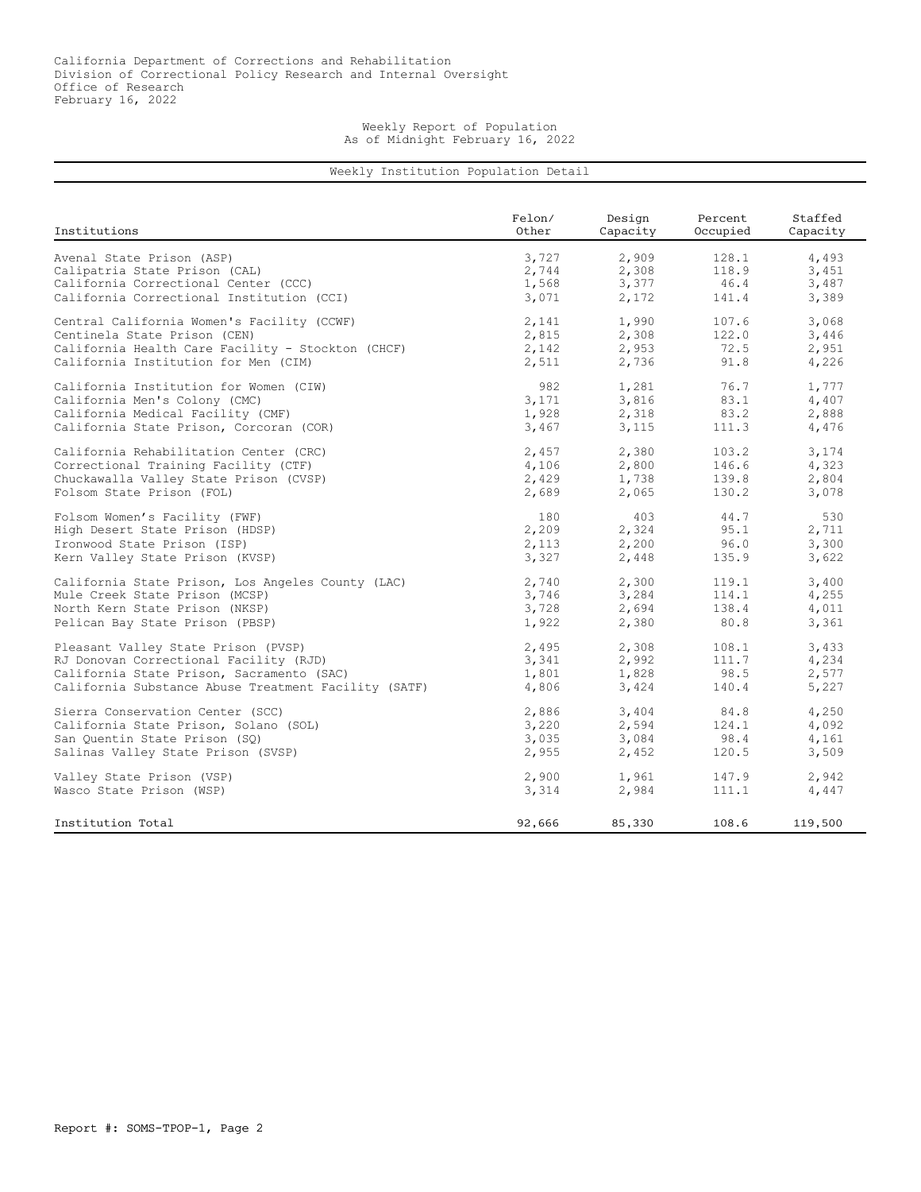California Department of Corrections and Rehabilitation
Division of Correctional Policy Research and Internal Oversight
Office of Research
February 16, 2022

## Weekly Report of Population
As of Midnight February 16, 2022

### Weekly Institution Population Detail

| Institutions | Felon/ Other | Design Capacity | Percent Occupied | Staffed Capacity |
|---|---|---|---|---|
| Avenal State Prison (ASP) | 3,727 | 2,909 | 128.1 | 4,493 |
| Calipatria State Prison (CAL) | 2,744 | 2,308 | 118.9 | 3,451 |
| California Correctional Center (CCC) | 1,568 | 3,377 | 46.4 | 3,487 |
| California Correctional Institution (CCI) | 3,071 | 2,172 | 141.4 | 3,389 |
| Central California Women's Facility (CCWF) | 2,141 | 1,990 | 107.6 | 3,068 |
| Centinela State Prison (CEN) | 2,815 | 2,308 | 122.0 | 3,446 |
| California Health Care Facility - Stockton (CHCF) | 2,142 | 2,953 | 72.5 | 2,951 |
| California Institution for Men (CIM) | 2,511 | 2,736 | 91.8 | 4,226 |
| California Institution for Women (CIW) | 982 | 1,281 | 76.7 | 1,777 |
| California Men's Colony (CMC) | 3,171 | 3,816 | 83.1 | 4,407 |
| California Medical Facility (CMF) | 1,928 | 2,318 | 83.2 | 2,888 |
| California State Prison, Corcoran (COR) | 3,467 | 3,115 | 111.3 | 4,476 |
| California Rehabilitation Center (CRC) | 2,457 | 2,380 | 103.2 | 3,174 |
| Correctional Training Facility (CTF) | 4,106 | 2,800 | 146.6 | 4,323 |
| Chuckawalla Valley State Prison (CVSP) | 2,429 | 1,738 | 139.8 | 2,804 |
| Folsom State Prison (FOL) | 2,689 | 2,065 | 130.2 | 3,078 |
| Folsom Women's Facility (FWF) | 180 | 403 | 44.7 | 530 |
| High Desert State Prison (HDSP) | 2,209 | 2,324 | 95.1 | 2,711 |
| Ironwood State Prison (ISP) | 2,113 | 2,200 | 96.0 | 3,300 |
| Kern Valley State Prison (KVSP) | 3,327 | 2,448 | 135.9 | 3,622 |
| California State Prison, Los Angeles County (LAC) | 2,740 | 2,300 | 119.1 | 3,400 |
| Mule Creek State Prison (MCSP) | 3,746 | 3,284 | 114.1 | 4,255 |
| North Kern State Prison (NKSP) | 3,728 | 2,694 | 138.4 | 4,011 |
| Pelican Bay State Prison (PBSP) | 1,922 | 2,380 | 80.8 | 3,361 |
| Pleasant Valley State Prison (PVSP) | 2,495 | 2,308 | 108.1 | 3,433 |
| RJ Donovan Correctional Facility (RJD) | 3,341 | 2,992 | 111.7 | 4,234 |
| California State Prison, Sacramento (SAC) | 1,801 | 1,828 | 98.5 | 2,577 |
| California Substance Abuse Treatment Facility (SATF) | 4,806 | 3,424 | 140.4 | 5,227 |
| Sierra Conservation Center (SCC) | 2,886 | 3,404 | 84.8 | 4,250 |
| California State Prison, Solano (SOL) | 3,220 | 2,594 | 124.1 | 4,092 |
| San Quentin State Prison (SQ) | 3,035 | 3,084 | 98.4 | 4,161 |
| Salinas Valley State Prison (SVSP) | 2,955 | 2,452 | 120.5 | 3,509 |
| Valley State Prison (VSP) | 2,900 | 1,961 | 147.9 | 2,942 |
| Wasco State Prison (WSP) | 3,314 | 2,984 | 111.1 | 4,447 |
| Institution Total | 92,666 | 85,330 | 108.6 | 119,500 |

Report #: SOMS-TPOP-1, Page 2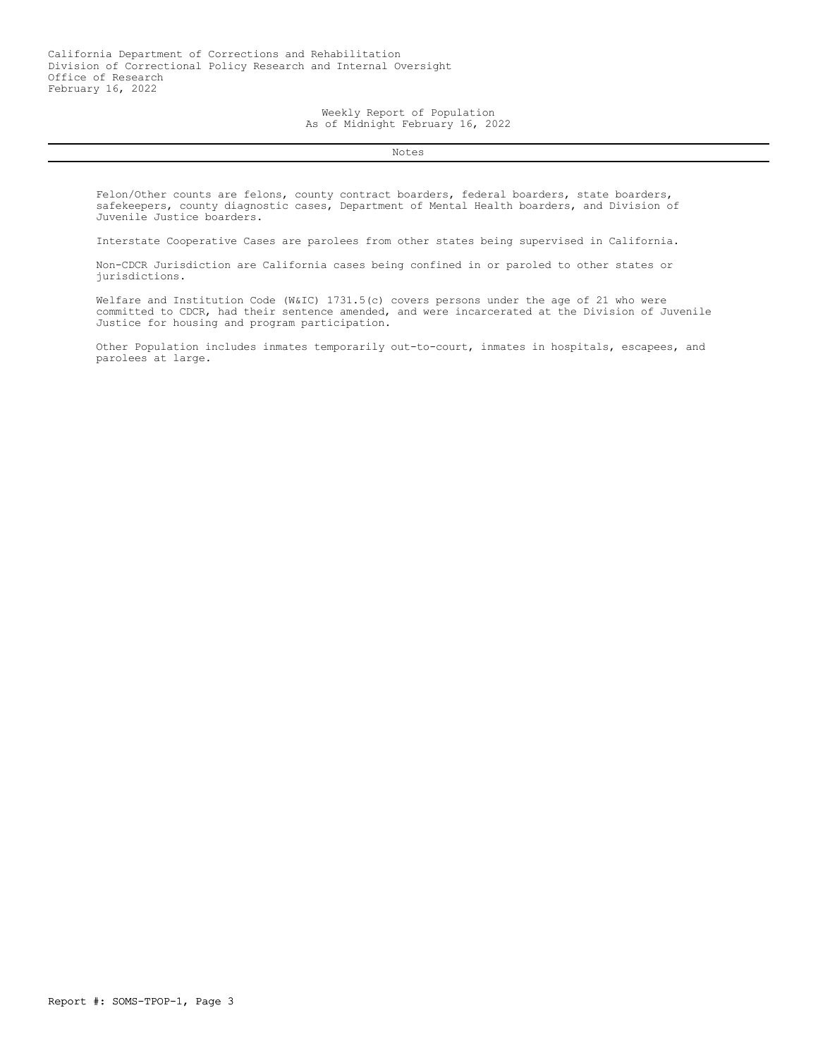California Department of Corrections and Rehabilitation
Division of Correctional Policy Research and Internal Oversight
Office of Research
February 16, 2022

Weekly Report of Population
As of Midnight February 16, 2022

## Notes

Felon/Other counts are felons, county contract boarders, federal boarders, state boarders, safekeepers, county diagnostic cases, Department of Mental Health boarders, and Division of Juvenile Justice boarders.

Interstate Cooperative Cases are parolees from other states being supervised in California.

Non-CDCR Jurisdiction are California cases being confined in or paroled to other states or jurisdictions.

Welfare and Institution Code (W&IC) 1731.5(c) covers persons under the age of 21 who were committed to CDCR, had their sentence amended, and were incarcerated at the Division of Juvenile Justice for housing and program participation.

Other Population includes inmates temporarily out-to-court, inmates in hospitals, escapees, and parolees at large.

Report #: SOMS-TPOP-1, Page 3